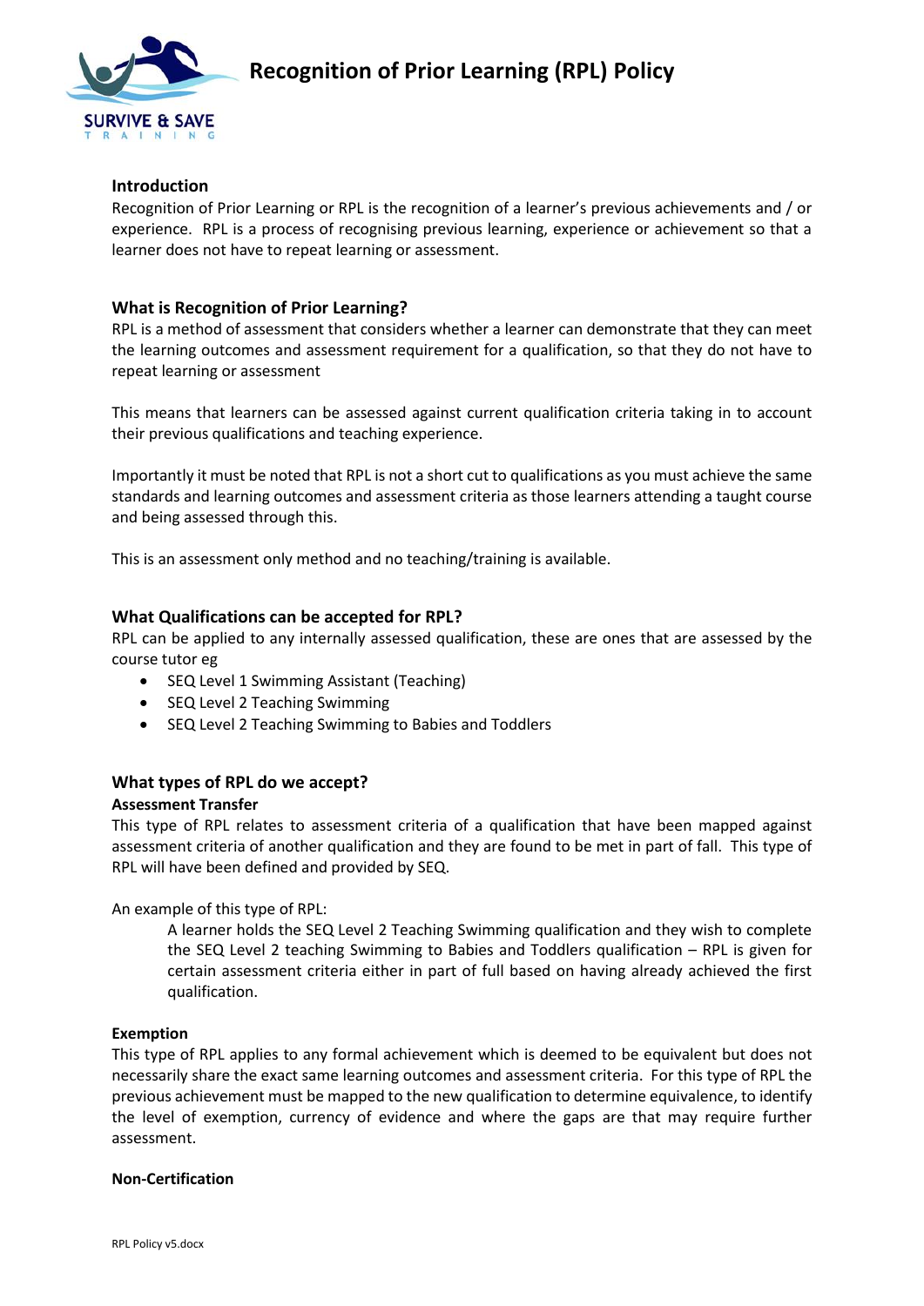# Recognition of Prior Learning (RPL) Policy

### Introduction

Recognition of Prior Learning or RPL is the recognition of a learner's previous achievements and / or experience. RPL is a process of recognising previous learning, experience or achievement so that a learner does not have to repeat learning or assessment.

### What is Recognition of Prior Learning?

RPL is a method of assessment that considers whether a learner can demonstrate that they can meet the learning outcomes and assessment requirement for a qualification, so that they do not have to repeat learning or assessment

This means that learners can be assessed against current qualification criteria taking in to account their previous qualifications and teaching experience.

Importantly it must be noted that RPL is not a short cut to qualifications as you must achieve the same standards and learning outcomes and assessment criteria as those learners attending a taught course and being assessed through this.

This is an assessment only method and no teaching/training is available.

### What Qualifications can be accepted for RPL?

RPL can be applied to any internally assessed qualification, these are ones that are assessed by the course tutor eg

- SEQ Level 1 Swimming Assistant (Teaching)
- SEQ Level 2 Teaching Swimming
- SEQ Level 2 Teaching Swimming to Babies and Toddlers

### What types of RPL do we accept?

**Assessment Transfer**

This type of RPL relates to assessment criteria of a qualification that have been mapped against assessment criteria of another qualification and they are found to be met in part of fall. This type of RPL will have been defined and provided by SEQ.

An example of this type of RPL:

> A learner holds the SEQ Level 2 Teaching Swimming qualification and they wish to complete the SEQ Level 2 teaching Swimming to Babies and Toddlers qualification – RPL is given for certain assessment criteria either in part of full based on having already achieved the first qualification.

**Exemption**

This type of RPL applies to any formal achievement which is deemed to be equivalent but does not necessarily share the exact same learning outcomes and assessment criteria. For this type of RPL the previous achievement must be mapped to the new qualification to determine equivalence, to identify the level of exemption, currency of evidence and where the gaps are that may require further assessment.

**Non-Certification**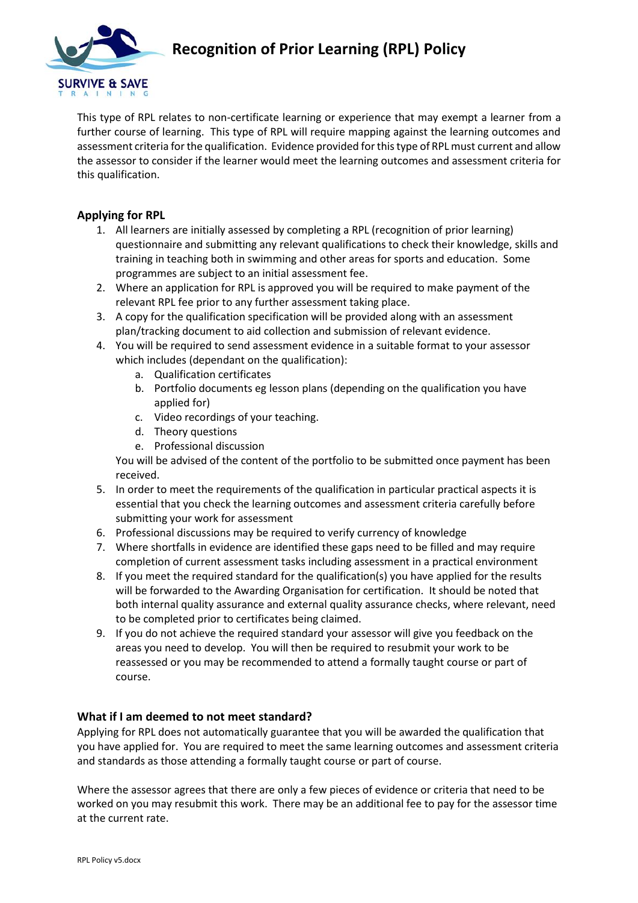This type of RPL relates to non-certificate learning or experience that may exempt a learner from a further course of learning. This type of RPL will require mapping against the learning outcomes and assessment criteria for the qualification. Evidence provided for this type of RPL must current and allow the assessor to consider if the learner would meet the learning outcomes and assessment criteria for this qualification.

## Applying for RPL

1. All learners are initially assessed by completing a RPL (recognition of prior learning) questionnaire and submitting any relevant qualifications to check their knowledge, skills and training in teaching both in swimming and other areas for sports and education. Some programmes are subject to an initial assessment fee.
2. Where an application for RPL is approved you will be required to make payment of the relevant RPL fee prior to any further assessment taking place.
3. A copy for the qualification specification will be provided along with an assessment plan/tracking document to aid collection and submission of relevant evidence.
4. You will be required to send assessment evidence in a suitable format to your assessor which includes (dependant on the qualification):
   a. Qualification certificates
   b. Portfolio documents eg lesson plans (depending on the qualification you have applied for)
   c. Video recordings of your teaching.
   d. Theory questions
   e. Professional discussion

   You will be advised of the content of the portfolio to be submitted once payment has been received.
5. In order to meet the requirements of the qualification in particular practical aspects it is essential that you check the learning outcomes and assessment criteria carefully before submitting your work for assessment
6. Professional discussions may be required to verify currency of knowledge
7. Where shortfalls in evidence are identified these gaps need to be filled and may require completion of current assessment tasks including assessment in a practical environment
8. If you meet the required standard for the qualification(s) you have applied for the results will be forwarded to the Awarding Organisation for certification. It should be noted that both internal quality assurance and external quality assurance checks, where relevant, need to be completed prior to certificates being claimed.
9. If you do not achieve the required standard your assessor will give you feedback on the areas you need to develop. You will then be required to resubmit your work to be reassessed or you may be recommended to attend a formally taught course or part of course.

## What if I am deemed to not meet standard?

Applying for RPL does not automatically guarantee that you will be awarded the qualification that you have applied for. You are required to meet the same learning outcomes and assessment criteria and standards as those attending a formally taught course or part of course.

Where the assessor agrees that there are only a few pieces of evidence or criteria that need to be worked on you may resubmit this work. There may be an additional fee to pay for the assessor time at the current rate.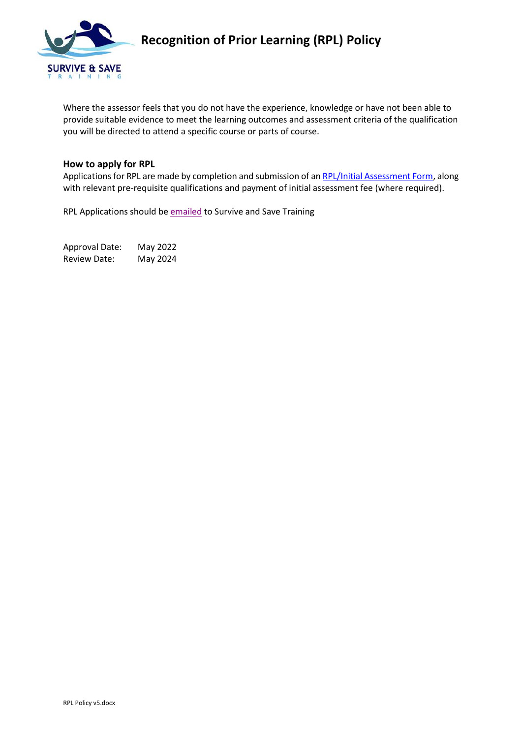Where the assessor feels that you do not have the experience, knowledge or have not been able to provide suitable evidence to meet the learning outcomes and assessment criteria of the qualification you will be directed to attend a specific course or parts of course.

### How to apply for RPL

Applications for RPL are made by completion and submission of an RPL/Initial Assessment Form, along with relevant pre-requisite qualifications and payment of initial assessment fee (where required).

RPL Applications should be emailed to Survive and Save Training

Approval Date: May 2022
Review Date: May 2024